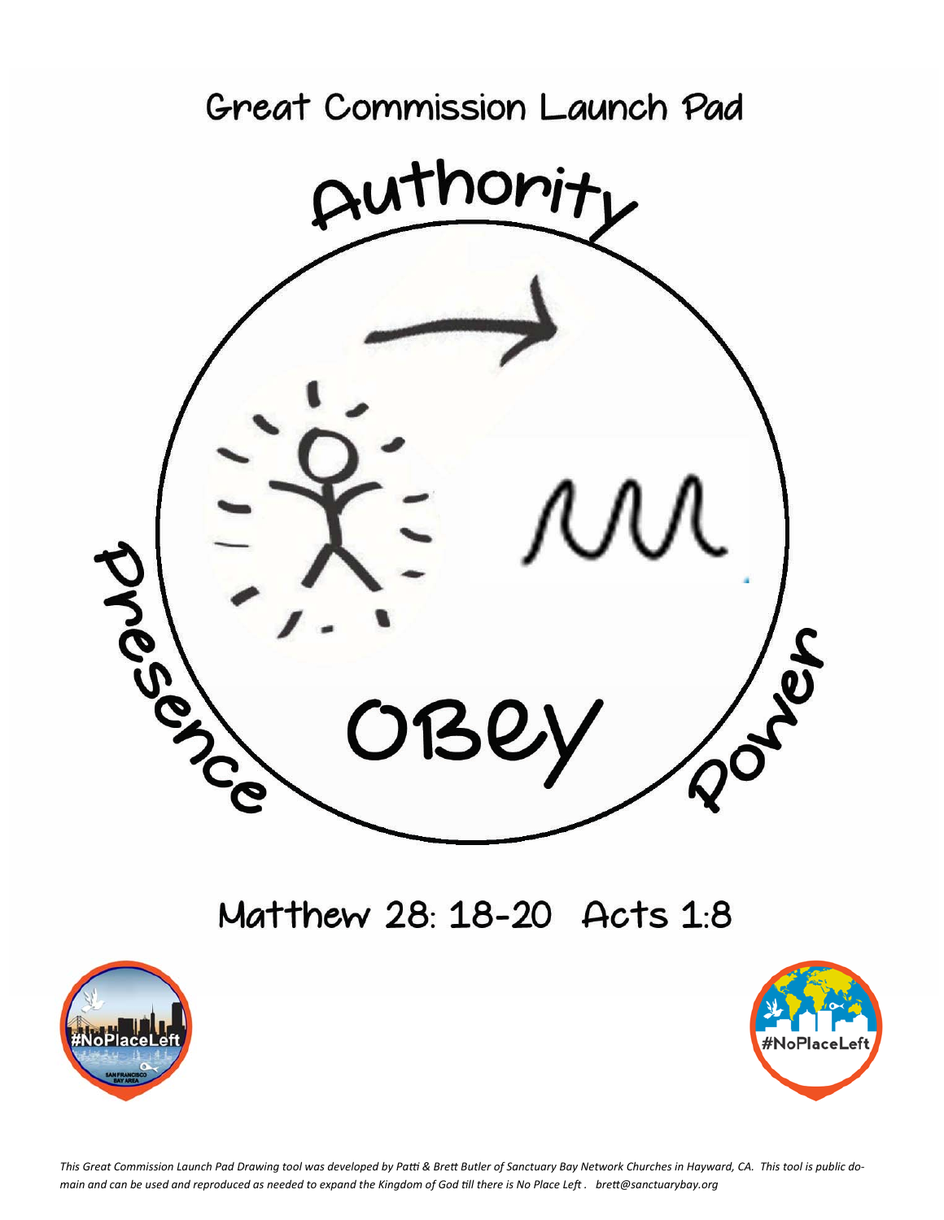# Great Commission Launch Pad

Authority

Presence

OBey

Power

## Matthew 28: 18-20 Acts 1:8

*This Great Commission Launch Pad Drawing tool was developed by Patti & Brett Butler of Sanctuary Bay Network Churches in Hayward, CA. This tool is public domain and can be used and reproduced as needed to expand the Kingdom of God till there is No Place Left . brett@sanctuarybay.org*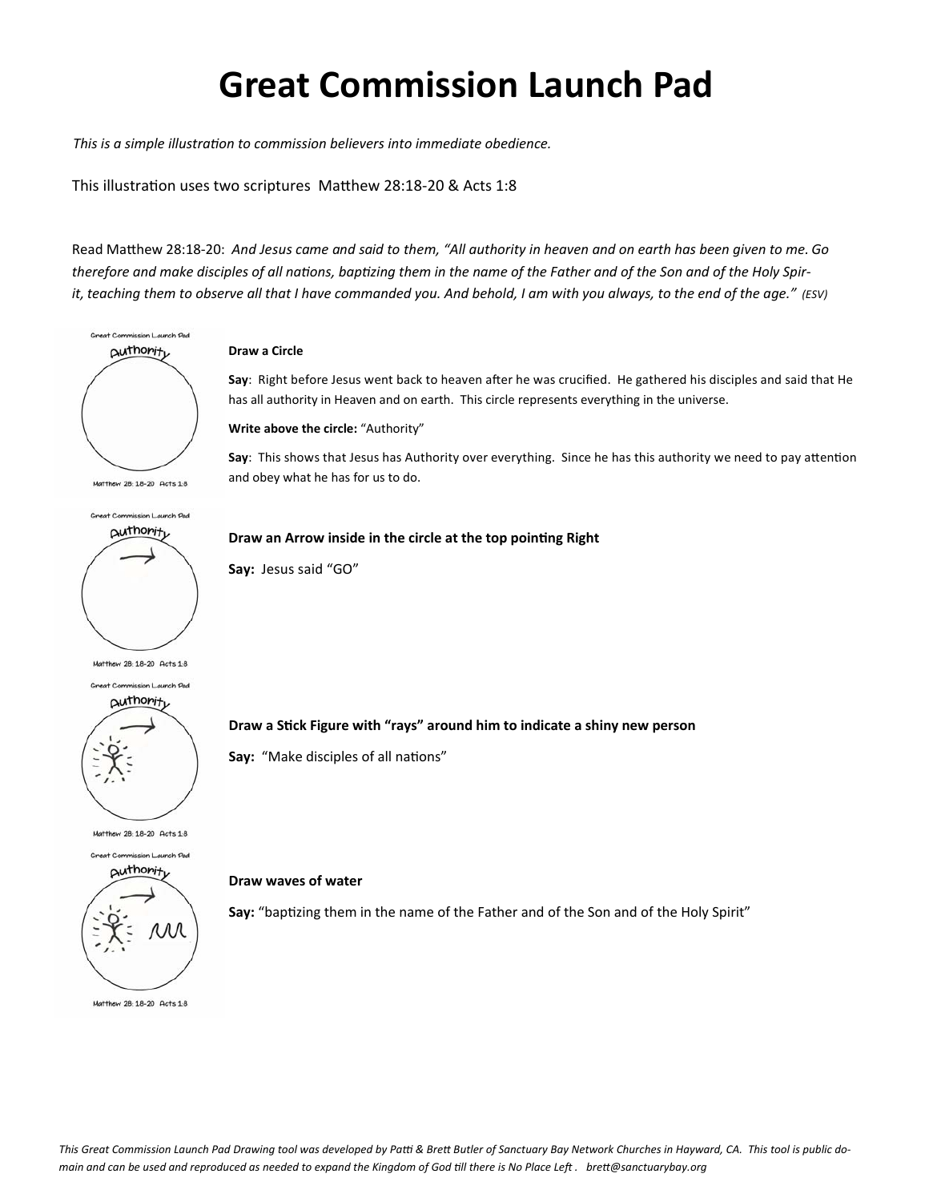# Great Commission Launch Pad

*This is a simple illustration to commission believers into immediate obedience.*

This illustration uses two scriptures Matthew 28:18-20 & Acts 1:8

Read Matthew 28:18-20: *And Jesus came and said to them, "All authority in heaven and on earth has been given to me. Go therefore and make disciples of all nations, baptizing them in the name of the Father and of the Son and of the Holy Spirit, teaching them to observe all that I have commanded you. And behold, I am with you always, to the end of the age."* *(ESV)*

**Draw a Circle**

**Say**: Right before Jesus went back to heaven after he was crucified. He gathered his disciples and said that He has all authority in Heaven and on earth. This circle represents everything in the universe.

**Write above the circle:** "Authority"

**Say**: This shows that Jesus has Authority over everything. Since he has this authority we need to pay attention and obey what he has for us to do.

**Draw an Arrow inside in the circle at the top pointing Right**

**Say:** Jesus said "GO"

**Draw a Stick Figure with "rays" around him to indicate a shiny new person**

**Say:** "Make disciples of all nations"

**Draw waves of water**

**Say:** "baptizing them in the name of the Father and of the Son and of the Holy Spirit"

*This Great Commission Launch Pad Drawing tool was developed by Patti & Brett Butler of Sanctuary Bay Network Churches in Hayward, CA. This tool is public domain and can be used and reproduced as needed to expand the Kingdom of God till there is No Place Left . brett@sanctuarybay.org*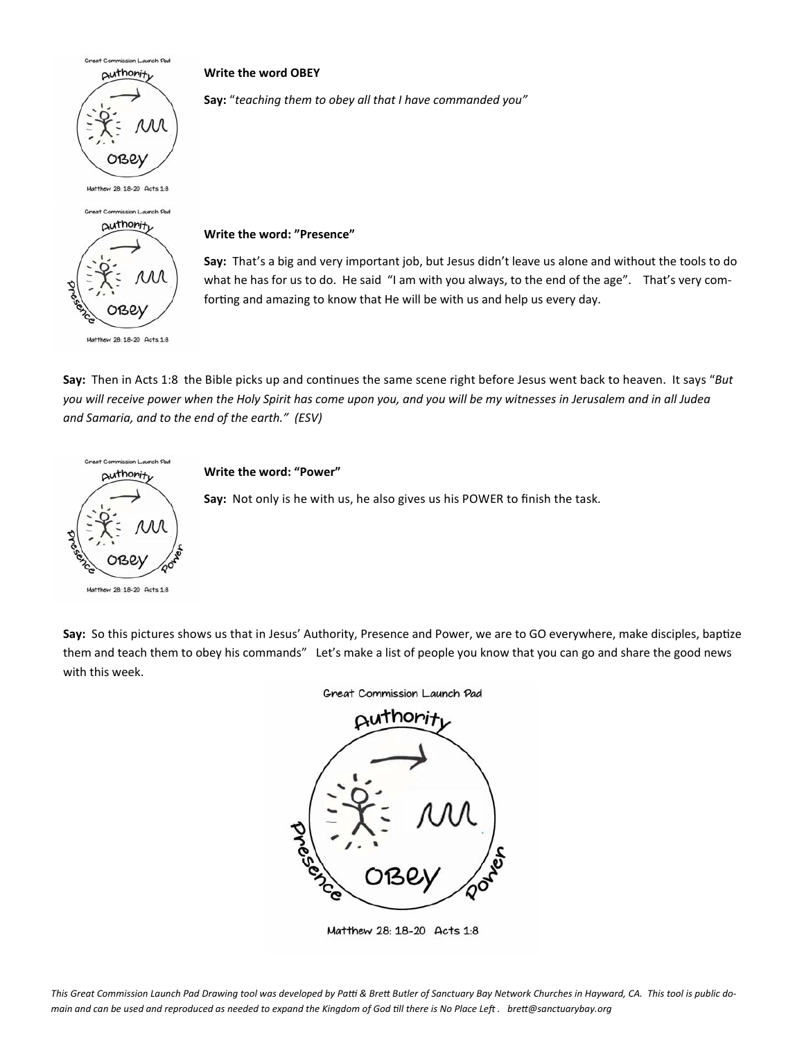**Write the word OBEY**

**Say:** "*teaching them to obey all that I have commanded you"*

**Write the word: "Presence"**

**Say:** That's a big and very important job, but Jesus didn't leave us alone and without the tools to do what he has for us to do. He said "I am with you always, to the end of the age". That's very comforting and amazing to know that He will be with us and help us every day.

**Say:** Then in Acts 1:8 the Bible picks up and continues the same scene right before Jesus went back to heaven. It says "*But you will receive power when the Holy Spirit has come upon you, and you will be my witnesses in Jerusalem and in all Judea and Samaria, and to the end of the earth." (ESV)*

**Write the word: "Power"**

**Say:** Not only is he with us, he also gives us his POWER to finish the task.

**Say:** So this pictures shows us that in Jesus' Authority, Presence and Power, we are to GO everywhere, make disciples, baptize them and teach them to obey his commands" Let's make a list of people you know that you can go and share the good news with this week.

Great Commission Launch Pad

Authority

Presence

OBey

Power

Matthew 28: 18-20 Acts 1:8

*This Great Commission Launch Pad Drawing tool was developed by Patti & Brett Butler of Sanctuary Bay Network Churches in Hayward, CA. This tool is public domain and can be used and reproduced as needed to expand the Kingdom of God till there is No Place Left . brett@sanctuarybay.org*